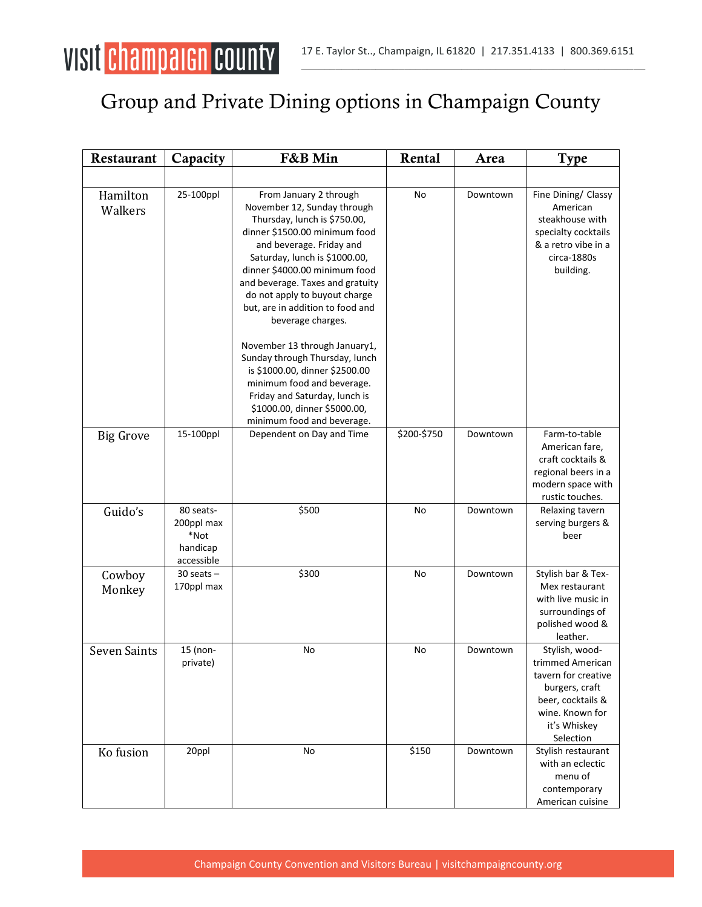# Group and Private Dining options in Champaign County

| Restaurant | Capacity | F&B Min | Rental | Area | Type |
|---|---|---|---|---|---|
| | | | | | |
| Hamilton Walkers | 25-100ppl | From January 2 through November 12, Sunday through Thursday, lunch is $750.00, dinner $1500.00 minimum food and beverage. Friday and Saturday, lunch is $1000.00, dinner $4000.00 minimum food and beverage. Taxes and gratuity do not apply to buyout charge but, are in addition to food and beverage charges.<br><br>November 13 through January1, Sunday through Thursday, lunch is $1000.00, dinner $2500.00 minimum food and beverage. Friday and Saturday, lunch is $1000.00, dinner $5000.00, minimum food and beverage. | No | Downtown | Fine Dining/ Classy American steakhouse with specialty cocktails & a retro vibe in a circa-1880s building. |
| Big Grove | 15-100ppl | Dependent on Day and Time | $200-$750 | Downtown | Farm-to-table American fare, craft cocktails & regional beers in a modern space with rustic touches. |
| Guido's | 80 seats-200ppl max *Not handicap accessible | $500 | No | Downtown | Relaxing tavern serving burgers & beer |
| Cowboy Monkey | 30 seats – 170ppl max | $300 | No | Downtown | Stylish bar & Tex-Mex restaurant with live music in surroundings of polished wood & leather. |
| Seven Saints | 15 (non-private) | No | No | Downtown | Stylish, wood-trimmed American tavern for creative burgers, craft beer, cocktails & wine. Known for it's Whiskey Selection |
| Ko fusion | 20ppl | No | $150 | Downtown | Stylish restaurant with an eclectic menu of contemporary American cuisine |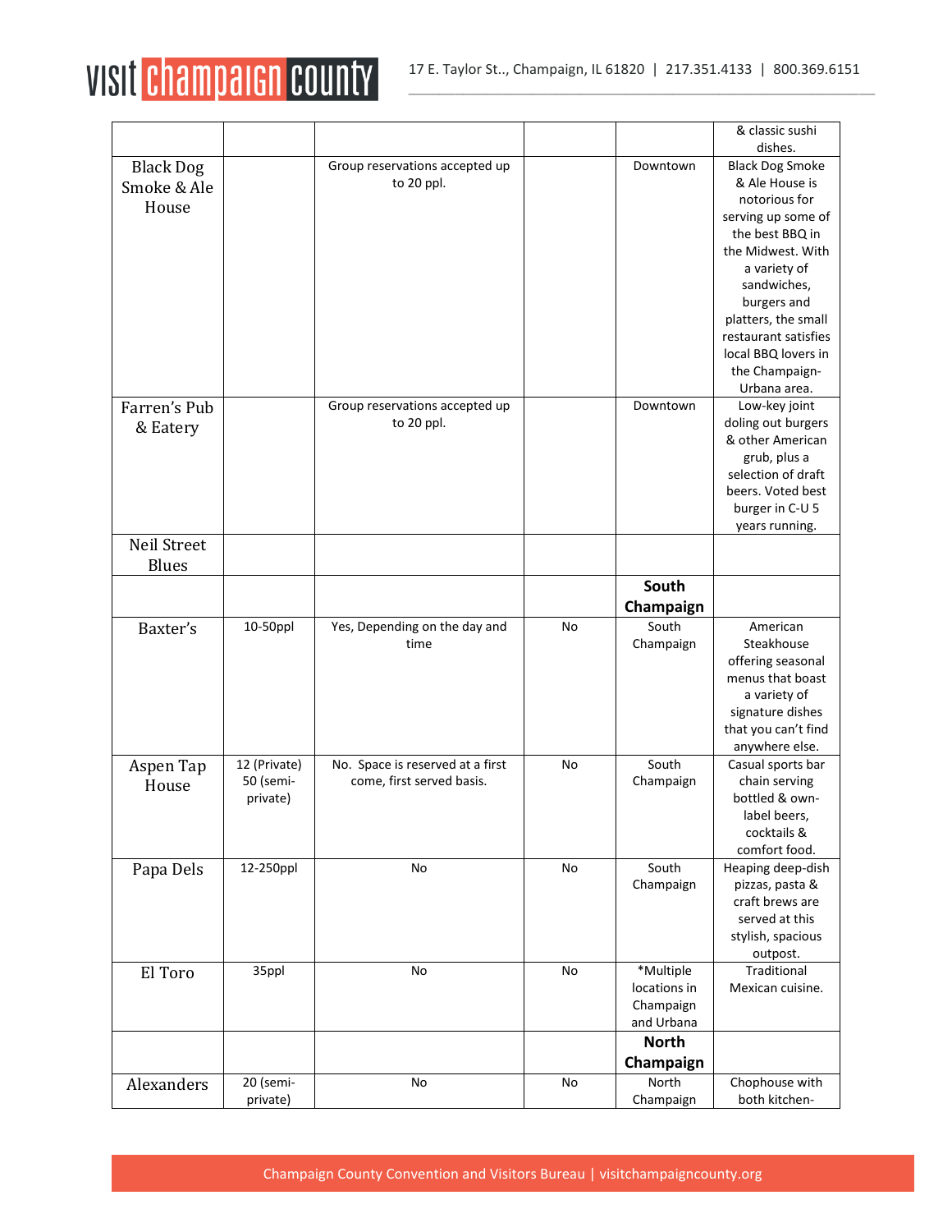| | | | | | |
|---|---|---|---|---|---|
| | | | | | & classic sushi dishes. |
| Black Dog Smoke & Ale House | | Group reservations accepted up to 20 ppl. | | Downtown | Black Dog Smoke & Ale House is notorious for serving up some of the best BBQ in the Midwest. With a variety of sandwiches, burgers and platters, the small restaurant satisfies local BBQ lovers in the Champaign-Urbana area. |
| Farren's Pub & Eatery | | Group reservations accepted up to 20 ppl. | | Downtown | Low-key joint doling out burgers & other American grub, plus a selection of draft beers. Voted best burger in C-U 5 years running. |
| Neil Street Blues | | | | | |
| | | | | **South Champaign** | |
| Baxter's | 10-50ppl | Yes, Depending on the day and time | No | South Champaign | American Steakhouse offering seasonal menus that boast a variety of signature dishes that you can't find anywhere else. |
| Aspen Tap House | 12 (Private) 50 (semi-private) | No. Space is reserved at a first come, first served basis. | No | South Champaign | Casual sports bar chain serving bottled & own-label beers, cocktails & comfort food. |
| Papa Dels | 12-250ppl | No | No | South Champaign | Heaping deep-dish pizzas, pasta & craft brews are served at this stylish, spacious outpost. |
| El Toro | 35ppl | No | No | *Multiple locations in Champaign and Urbana | Traditional Mexican cuisine. |
| | | | | **North Champaign** | |
| Alexanders | 20 (semi-private) | No | No | North Champaign | Chophouse with both kitchen- |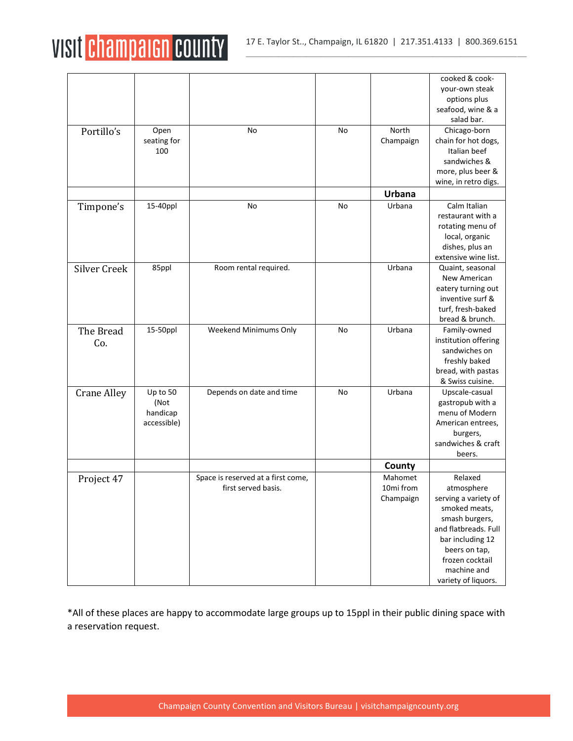| | | | | | |
|---|---|---|---|---|---|
| | | | | | cooked & cook-your-own steak options plus seafood, wine & a salad bar. |
| Portillo's | Open seating for 100 | No | No | North Champaign | Chicago-born chain for hot dogs, Italian beef sandwiches & more, plus beer & wine, in retro digs. |
| | | | | **Urbana** | |
| Timpone's | 15-40ppl | No | No | Urbana | Calm Italian restaurant with a rotating menu of local, organic dishes, plus an extensive wine list. |
| Silver Creek | 85ppl | Room rental required. | | Urbana | Quaint, seasonal New American eatery turning out inventive surf & turf, fresh-baked bread & brunch. |
| The Bread Co. | 15-50ppl | Weekend Minimums Only | No | Urbana | Family-owned institution offering sandwiches on freshly baked bread, with pastas & Swiss cuisine. |
| Crane Alley | Up to 50 (Not handicap accessible) | Depends on date and time | No | Urbana | Upscale-casual gastropub with a menu of Modern American entrees, burgers, sandwiches & craft beers. |
| | | | | **County** | |
| Project 47 | | Space is reserved at a first come, first served basis. | | Mahomet 10mi from Champaign | Relaxed atmosphere serving a variety of smoked meats, smash burgers, and flatbreads. Full bar including 12 beers on tap, frozen cocktail machine and variety of liquors. |

*All of these places are happy to accommodate large groups up to 15ppl in their public dining space with a reservation request.